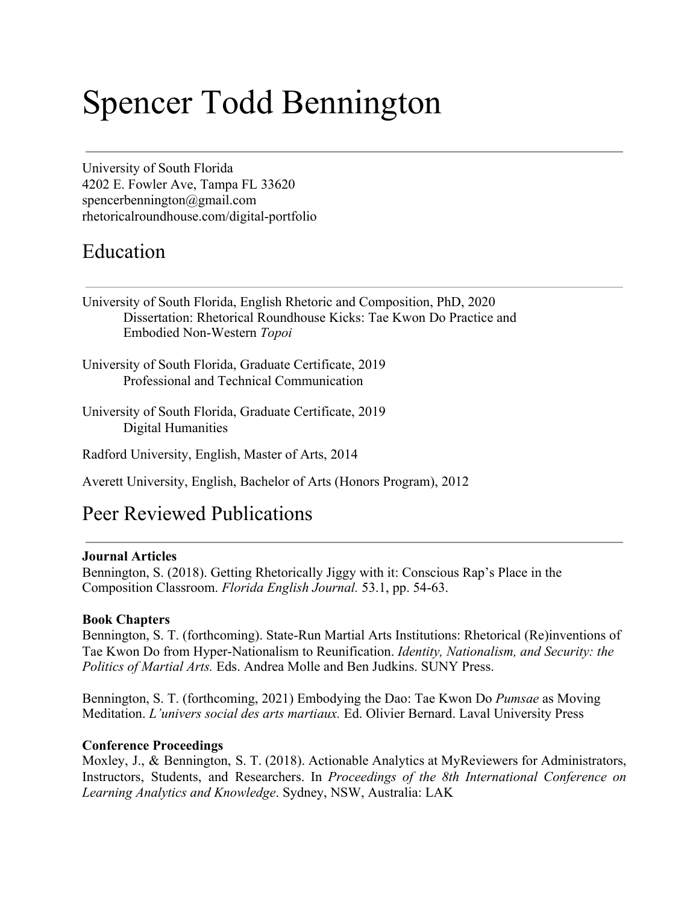# Spencer Todd Bennington

University of South Florida
4202 E. Fowler Ave, Tampa FL 33620
spencerbennington@gmail.com
rhetoricalroundhouse.com/digital-portfolio

## Education

University of South Florida, English Rhetoric and Composition, PhD, 2020
Dissertation: Rhetorical Roundhouse Kicks: Tae Kwon Do Practice and Embodied Non-Western *Topoi*

University of South Florida, Graduate Certificate, 2019
Professional and Technical Communication

University of South Florida, Graduate Certificate, 2019
Digital Humanities

Radford University, English, Master of Arts, 2014

Averett University, English, Bachelor of Arts (Honors Program), 2012

## Peer Reviewed Publications

**Journal Articles**

Bennington, S. (2018). Getting Rhetorically Jiggy with it: Conscious Rap's Place in the Composition Classroom. *Florida English Journal.* 53.1, pp. 54-63.

**Book Chapters**

Bennington, S. T. (forthcoming). State-Run Martial Arts Institutions: Rhetorical (Re)inventions of Tae Kwon Do from Hyper-Nationalism to Reunification. *Identity, Nationalism, and Security: the Politics of Martial Arts.* Eds. Andrea Molle and Ben Judkins. SUNY Press.

Bennington, S. T. (forthcoming, 2021) Embodying the Dao: Tae Kwon Do *Pumsae* as Moving Meditation. *L'univers social des arts martiaux.* Ed. Olivier Bernard. Laval University Press

**Conference Proceedings**

Moxley, J., & Bennington, S. T. (2018). Actionable Analytics at MyReviewers for Administrators, Instructors, Students, and Researchers. In *Proceedings of the 8th International Conference on Learning Analytics and Knowledge*. Sydney, NSW, Australia: LAK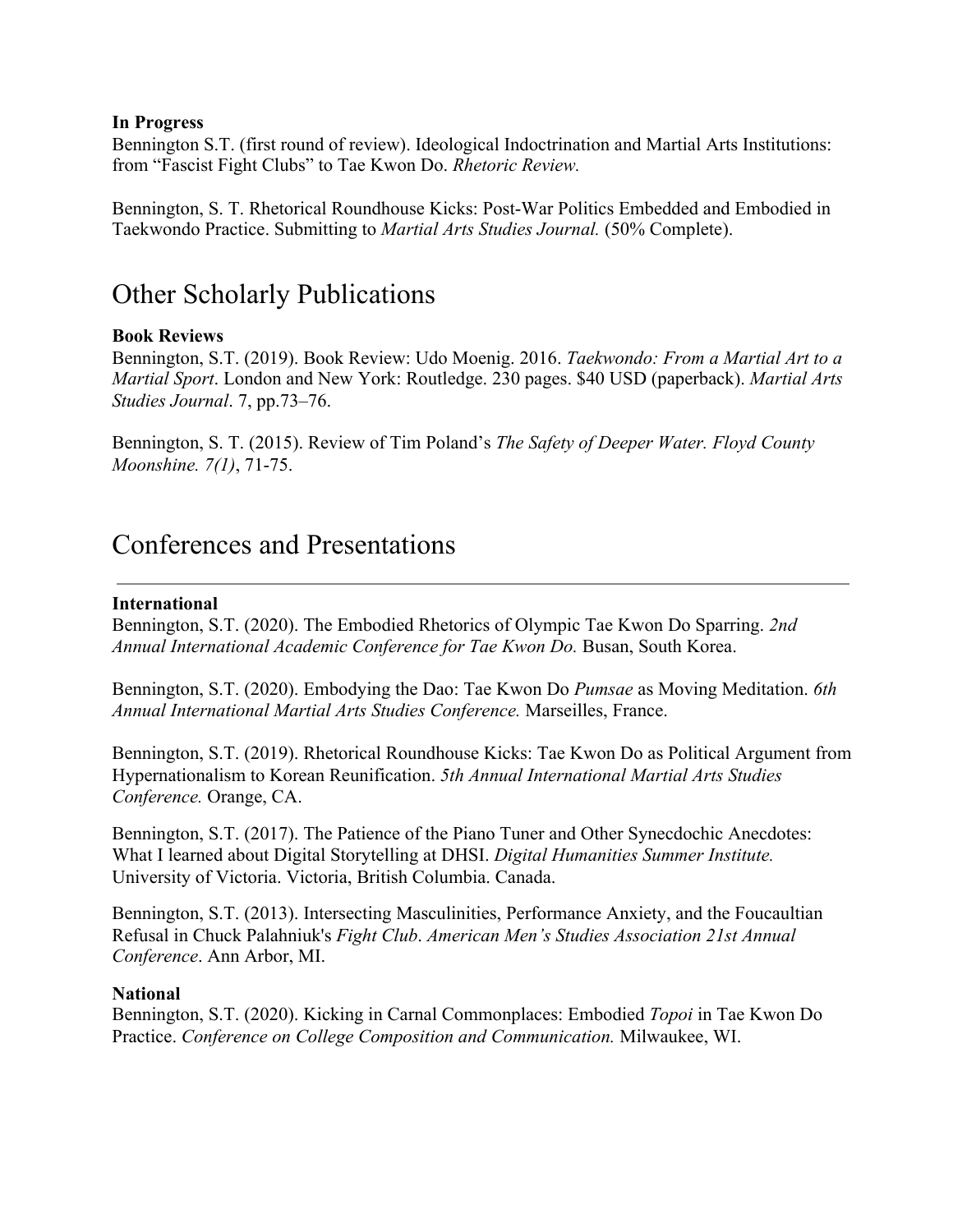**In Progress**

Bennington S.T. (first round of review). Ideological Indoctrination and Martial Arts Institutions: from "Fascist Fight Clubs" to Tae Kwon Do. *Rhetoric Review.*

Bennington, S. T. Rhetorical Roundhouse Kicks: Post-War Politics Embedded and Embodied in Taekwondo Practice. Submitting to *Martial Arts Studies Journal.* (50% Complete).

## Other Scholarly Publications

**Book Reviews**

Bennington, S.T. (2019). Book Review: Udo Moenig. 2016. *Taekwondo: From a Martial Art to a Martial Sport*. London and New York: Routledge. 230 pages. $40 USD (paperback). *Martial Arts Studies Journal*. 7, pp.73–76.

Bennington, S. T. (2015). Review of Tim Poland's *The Safety of Deeper Water. Floyd County Moonshine. 7(1)*, 71-75.

## Conferences and Presentations

---

**International**

Bennington, S.T. (2020). The Embodied Rhetorics of Olympic Tae Kwon Do Sparring. *2nd Annual International Academic Conference for Tae Kwon Do.* Busan, South Korea.

Bennington, S.T. (2020). Embodying the Dao: Tae Kwon Do *Pumsae* as Moving Meditation. *6th Annual International Martial Arts Studies Conference.* Marseilles, France.

Bennington, S.T. (2019). Rhetorical Roundhouse Kicks: Tae Kwon Do as Political Argument from Hypernationalism to Korean Reunification. *5th Annual International Martial Arts Studies Conference.* Orange, CA.

Bennington, S.T. (2017). The Patience of the Piano Tuner and Other Synecdochic Anecdotes: What I learned about Digital Storytelling at DHSI. *Digital Humanities Summer Institute.* University of Victoria. Victoria, British Columbia. Canada.

Bennington, S.T. (2013). Intersecting Masculinities, Performance Anxiety, and the Foucaultian Refusal in Chuck Palahniuk's *Fight Club*. *American Men's Studies Association 21st Annual Conference*. Ann Arbor, MI.

**National**

Bennington, S.T. (2020). Kicking in Carnal Commonplaces: Embodied *Topoi* in Tae Kwon Do Practice. *Conference on College Composition and Communication.* Milwaukee, WI.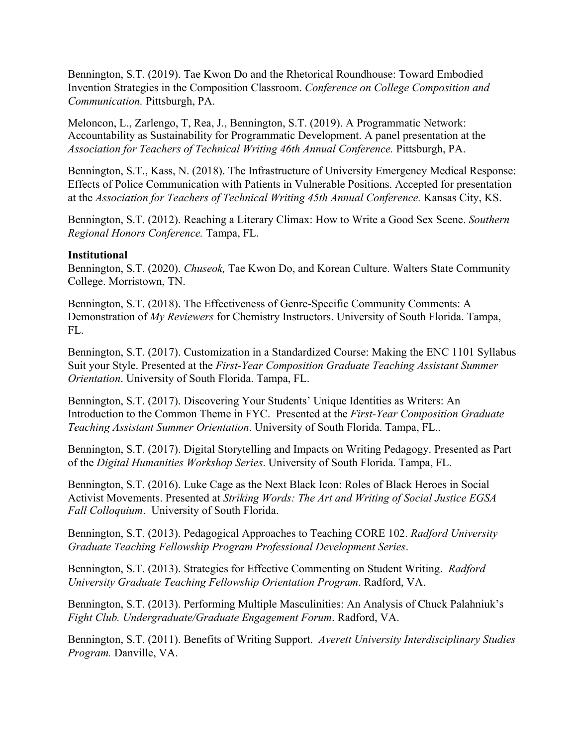Bennington, S.T. (2019). Tae Kwon Do and the Rhetorical Roundhouse: Toward Embodied Invention Strategies in the Composition Classroom. *Conference on College Composition and Communication.* Pittsburgh, PA.

Meloncon, L., Zarlengo, T, Rea, J., Bennington, S.T. (2019). A Programmatic Network: Accountability as Sustainability for Programmatic Development. A panel presentation at the *Association for Teachers of Technical Writing 46th Annual Conference.* Pittsburgh, PA.

Bennington, S.T., Kass, N. (2018). The Infrastructure of University Emergency Medical Response: Effects of Police Communication with Patients in Vulnerable Positions. Accepted for presentation at the *Association for Teachers of Technical Writing 45th Annual Conference.* Kansas City, KS.

Bennington, S.T. (2012). Reaching a Literary Climax: How to Write a Good Sex Scene. *Southern Regional Honors Conference.* Tampa, FL.

**Institutional**

Bennington, S.T. (2020). *Chuseok,* Tae Kwon Do, and Korean Culture. Walters State Community College. Morristown, TN.

Bennington, S.T. (2018). The Effectiveness of Genre-Specific Community Comments: A Demonstration of *My Reviewers* for Chemistry Instructors. University of South Florida. Tampa, FL.

Bennington, S.T. (2017). Customization in a Standardized Course: Making the ENC 1101 Syllabus Suit your Style. Presented at the *First-Year Composition Graduate Teaching Assistant Summer Orientation*. University of South Florida. Tampa, FL.

Bennington, S.T. (2017). Discovering Your Students' Unique Identities as Writers: An Introduction to the Common Theme in FYC. Presented at the *First-Year Composition Graduate Teaching Assistant Summer Orientation*. University of South Florida. Tampa, FL..

Bennington, S.T. (2017). Digital Storytelling and Impacts on Writing Pedagogy. Presented as Part of the *Digital Humanities Workshop Series*. University of South Florida. Tampa, FL.

Bennington, S.T. (2016). Luke Cage as the Next Black Icon: Roles of Black Heroes in Social Activist Movements. Presented at *Striking Words: The Art and Writing of Social Justice EGSA Fall Colloquium*. University of South Florida.

Bennington, S.T. (2013). Pedagogical Approaches to Teaching CORE 102. *Radford University Graduate Teaching Fellowship Program Professional Development Series*.

Bennington, S.T. (2013). Strategies for Effective Commenting on Student Writing. *Radford University Graduate Teaching Fellowship Orientation Program*. Radford, VA.

Bennington, S.T. (2013). Performing Multiple Masculinities: An Analysis of Chuck Palahniuk's *Fight Club. Undergraduate/Graduate Engagement Forum*. Radford, VA.

Bennington, S.T. (2011). Benefits of Writing Support. *Averett University Interdisciplinary Studies Program.* Danville, VA.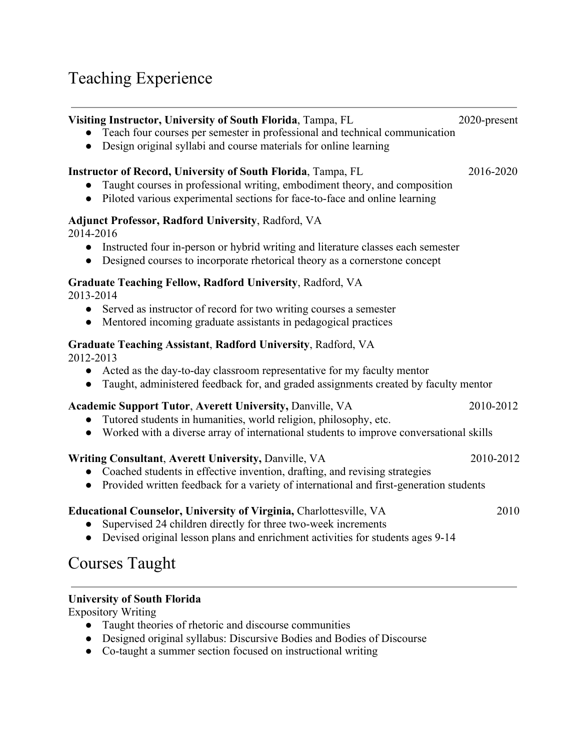# Teaching Experience

**Visiting Instructor, University of South Florida**, Tampa, FL 2020-present

- Teach four courses per semester in professional and technical communication
- Design original syllabi and course materials for online learning

**Instructor of Record, University of South Florida**, Tampa, FL 2016-2020

- Taught courses in professional writing, embodiment theory, and composition
- Piloted various experimental sections for face-to-face and online learning

**Adjunct Professor, Radford University**, Radford, VA
2014-2016

- Instructed four in-person or hybrid writing and literature classes each semester
- Designed courses to incorporate rhetorical theory as a cornerstone concept

**Graduate Teaching Fellow, Radford University**, Radford, VA
2013-2014

- Served as instructor of record for two writing courses a semester
- Mentored incoming graduate assistants in pedagogical practices

**Graduate Teaching Assistant**, **Radford University**, Radford, VA
2012-2013

- Acted as the day-to-day classroom representative for my faculty mentor
- Taught, administered feedback for, and graded assignments created by faculty mentor

**Academic Support Tutor**, **Averett University,** Danville, VA 2010-2012

- Tutored students in humanities, world religion, philosophy, etc.
- Worked with a diverse array of international students to improve conversational skills

**Writing Consultant**, **Averett University,** Danville, VA 2010-2012

- Coached students in effective invention, drafting, and revising strategies
- Provided written feedback for a variety of international and first-generation students

**Educational Counselor, University of Virginia,** Charlottesville, VA 2010

- Supervised 24 children directly for three two-week increments
- Devised original lesson plans and enrichment activities for students ages 9-14

# Courses Taught

**University of South Florida**
Expository Writing

- Taught theories of rhetoric and discourse communities
- Designed original syllabus: Discursive Bodies and Bodies of Discourse
- Co-taught a summer section focused on instructional writing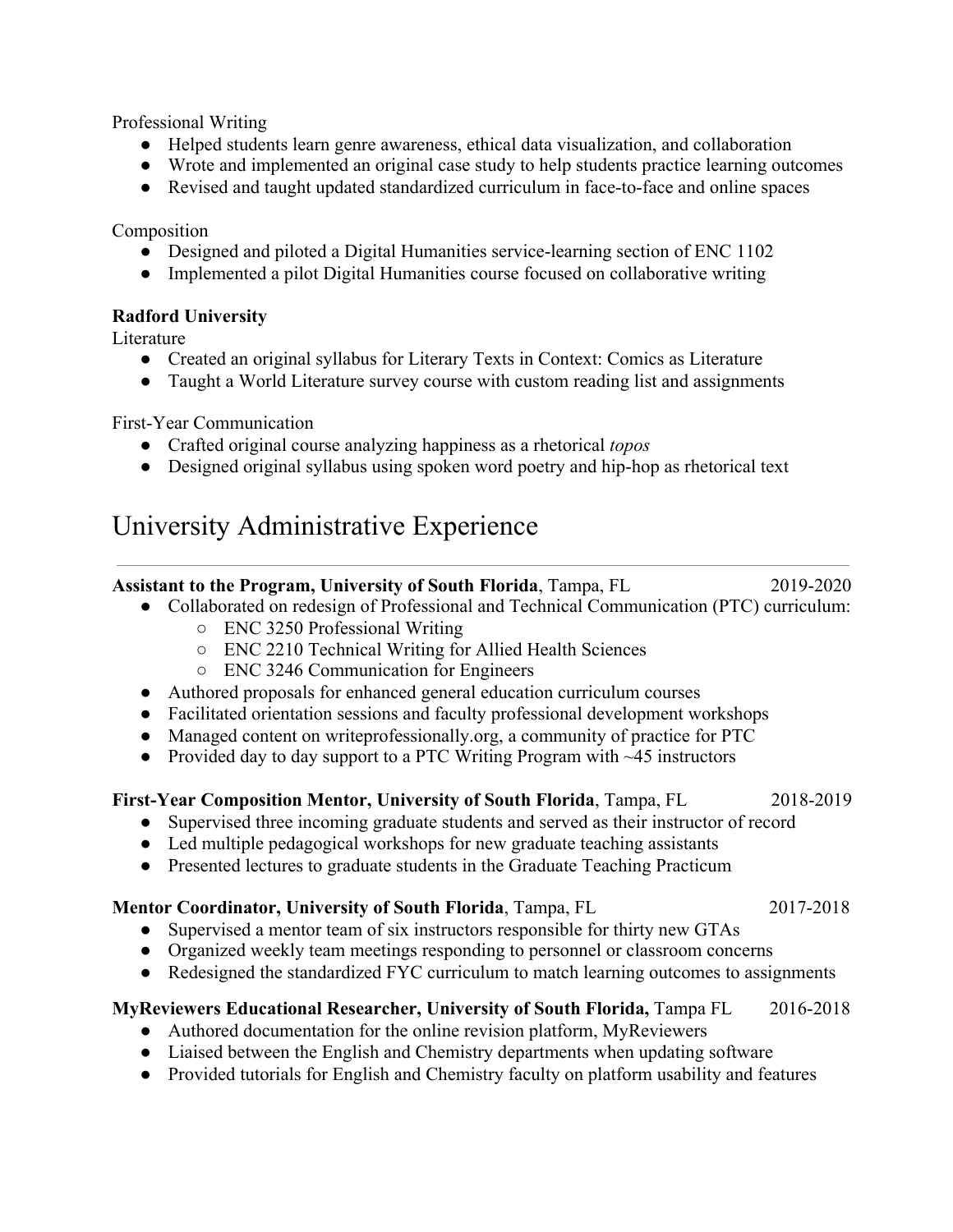Professional Writing

- Helped students learn genre awareness, ethical data visualization, and collaboration
- Wrote and implemented an original case study to help students practice learning outcomes
- Revised and taught updated standardized curriculum in face-to-face and online spaces

Composition

- Designed and piloted a Digital Humanities service-learning section of ENC 1102
- Implemented a pilot Digital Humanities course focused on collaborative writing

**Radford University**

Literature

- Created an original syllabus for Literary Texts in Context: Comics as Literature
- Taught a World Literature survey course with custom reading list and assignments

First-Year Communication

- Crafted original course analyzing happiness as a rhetorical *topos*
- Designed original syllabus using spoken word poetry and hip-hop as rhetorical text

# University Administrative Experience

**Assistant to the Program, University of South Florida**, Tampa, FL 2019-2020

- Collaborated on redesign of Professional and Technical Communication (PTC) curriculum:
  - ENC 3250 Professional Writing
  - ENC 2210 Technical Writing for Allied Health Sciences
  - ENC 3246 Communication for Engineers
- Authored proposals for enhanced general education curriculum courses
- Facilitated orientation sessions and faculty professional development workshops
- Managed content on writeprofessionally.org, a community of practice for PTC
- Provided day to day support to a PTC Writing Program with ~45 instructors

**First-Year Composition Mentor, University of South Florida**, Tampa, FL 2018-2019

- Supervised three incoming graduate students and served as their instructor of record
- Led multiple pedagogical workshops for new graduate teaching assistants
- Presented lectures to graduate students in the Graduate Teaching Practicum

**Mentor Coordinator, University of South Florida**, Tampa, FL 2017-2018

- Supervised a mentor team of six instructors responsible for thirty new GTAs
- Organized weekly team meetings responding to personnel or classroom concerns
- Redesigned the standardized FYC curriculum to match learning outcomes to assignments

**MyReviewers Educational Researcher, University of South Florida,** Tampa FL 2016-2018

- Authored documentation for the online revision platform, MyReviewers
- Liaised between the English and Chemistry departments when updating software
- Provided tutorials for English and Chemistry faculty on platform usability and features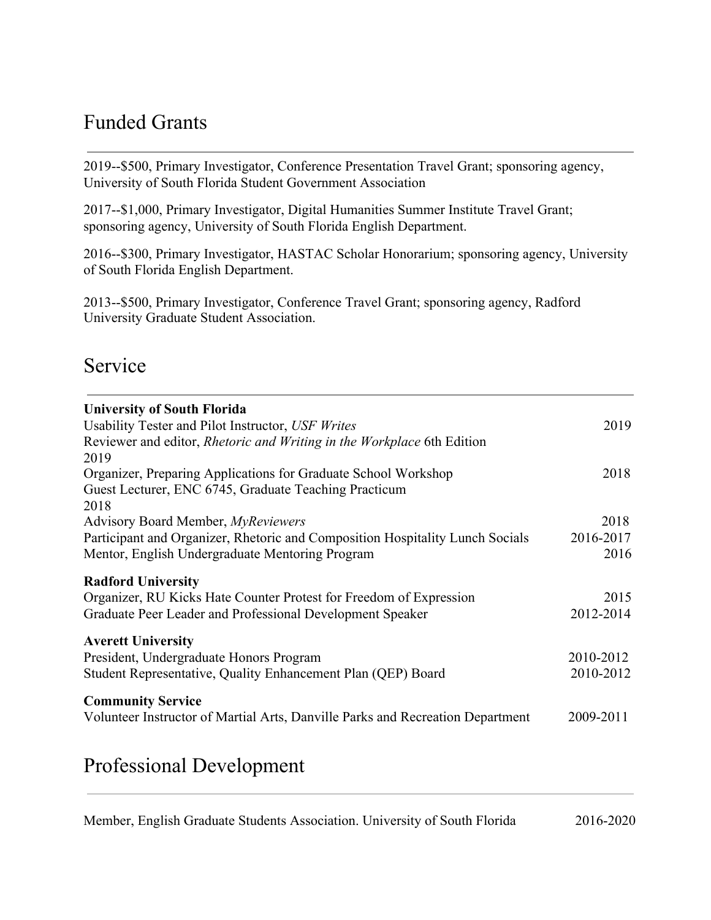## Funded Grants

2019--$500, Primary Investigator, Conference Presentation Travel Grant; sponsoring agency, University of South Florida Student Government Association

2017--$1,000, Primary Investigator, Digital Humanities Summer Institute Travel Grant; sponsoring agency, University of South Florida English Department.

2016--$300, Primary Investigator, HASTAC Scholar Honorarium; sponsoring agency, University of South Florida English Department.

2013--$500, Primary Investigator, Conference Travel Grant; sponsoring agency, Radford University Graduate Student Association.

## Service

**University of South Florida**

Usability Tester and Pilot Instructor, *USF Writes* 2019
Reviewer and editor, *Rhetoric and Writing in the Workplace* 6th Edition
2019
Organizer, Preparing Applications for Graduate School Workshop 2018
Guest Lecturer, ENC 6745, Graduate Teaching Practicum
2018
Advisory Board Member, *MyReviewers* 2018
Participant and Organizer, Rhetoric and Composition Hospitality Lunch Socials 2016-2017
Mentor, English Undergraduate Mentoring Program 2016

**Radford University**

Organizer, RU Kicks Hate Counter Protest for Freedom of Expression 2015
Graduate Peer Leader and Professional Development Speaker 2012-2014

**Averett University**

President, Undergraduate Honors Program 2010-2012
Student Representative, Quality Enhancement Plan (QEP) Board 2010-2012

**Community Service**

Volunteer Instructor of Martial Arts, Danville Parks and Recreation Department 2009-2011

## Professional Development

Member, English Graduate Students Association. University of South Florida 2016-2020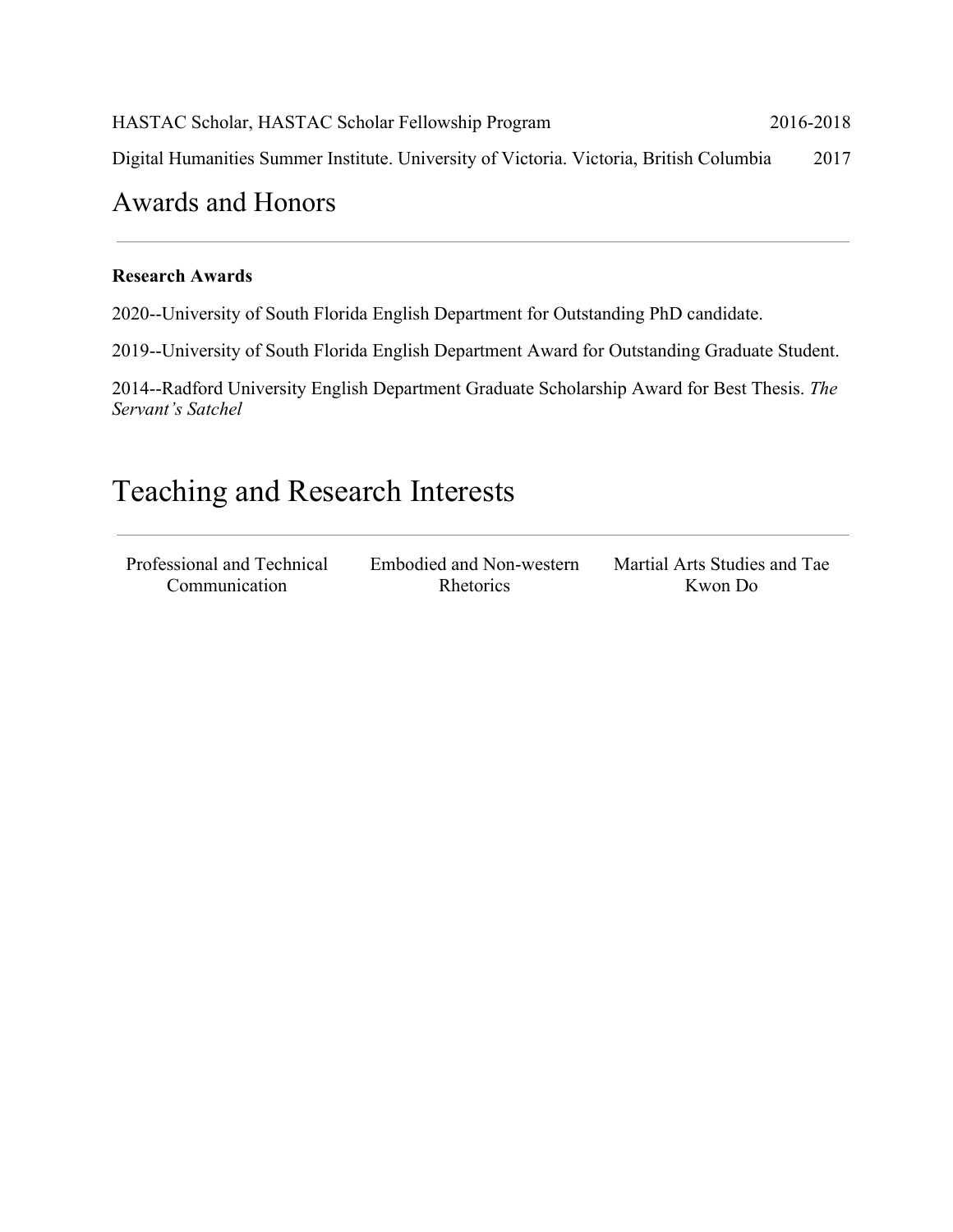HASTAC Scholar, HASTAC Scholar Fellowship Program 2016-2018

Digital Humanities Summer Institute. University of Victoria. Victoria, British Columbia 2017

## Awards and Honors

**Research Awards**

2020--University of South Florida English Department for Outstanding PhD candidate.

2019--University of South Florida English Department Award for Outstanding Graduate Student.

2014--Radford University English Department Graduate Scholarship Award for Best Thesis. *The Servant's Satchel*

## Teaching and Research Interests

Professional and Technical Communication

Embodied and Non-western Rhetorics

Martial Arts Studies and Tae Kwon Do